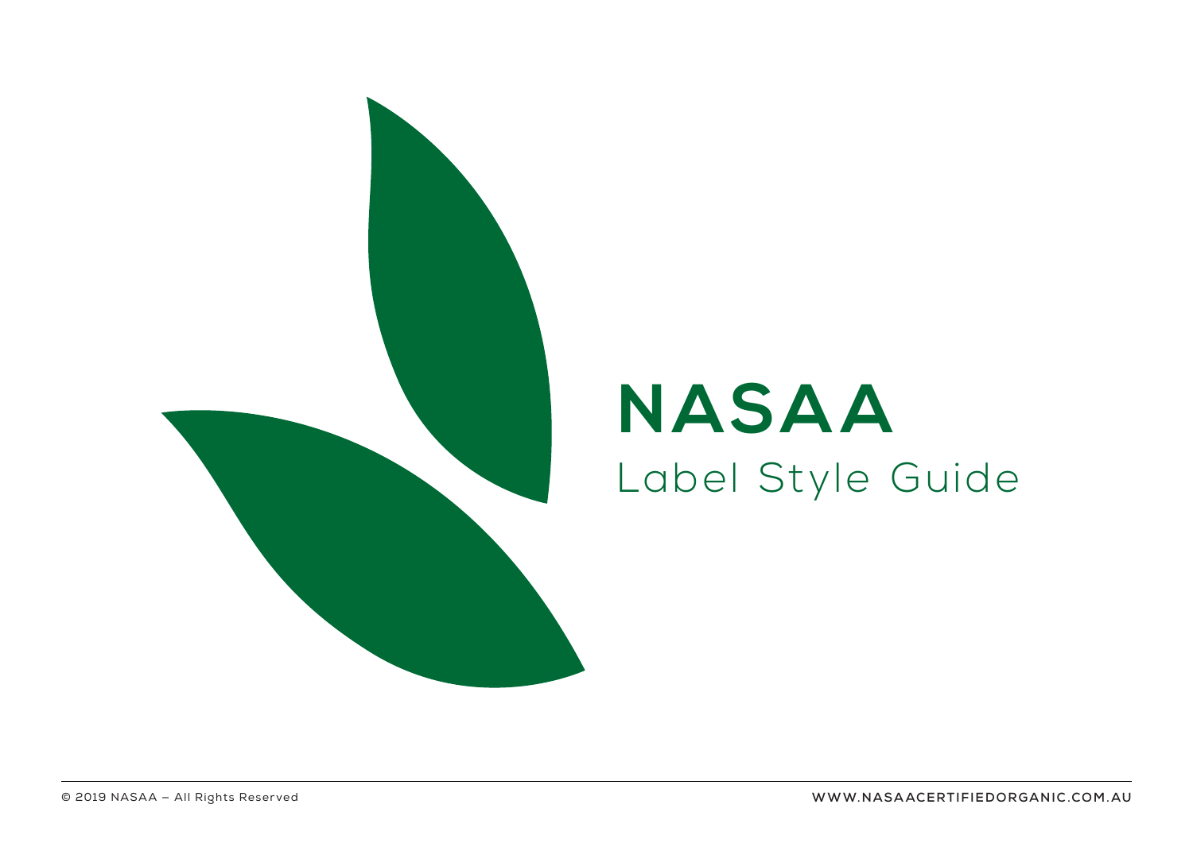# NASAA

## Label Style Guide

© 2019 NASAA – All Rights Reserved

WWW.NASAACERTIFIEDORGANIC.COM.AU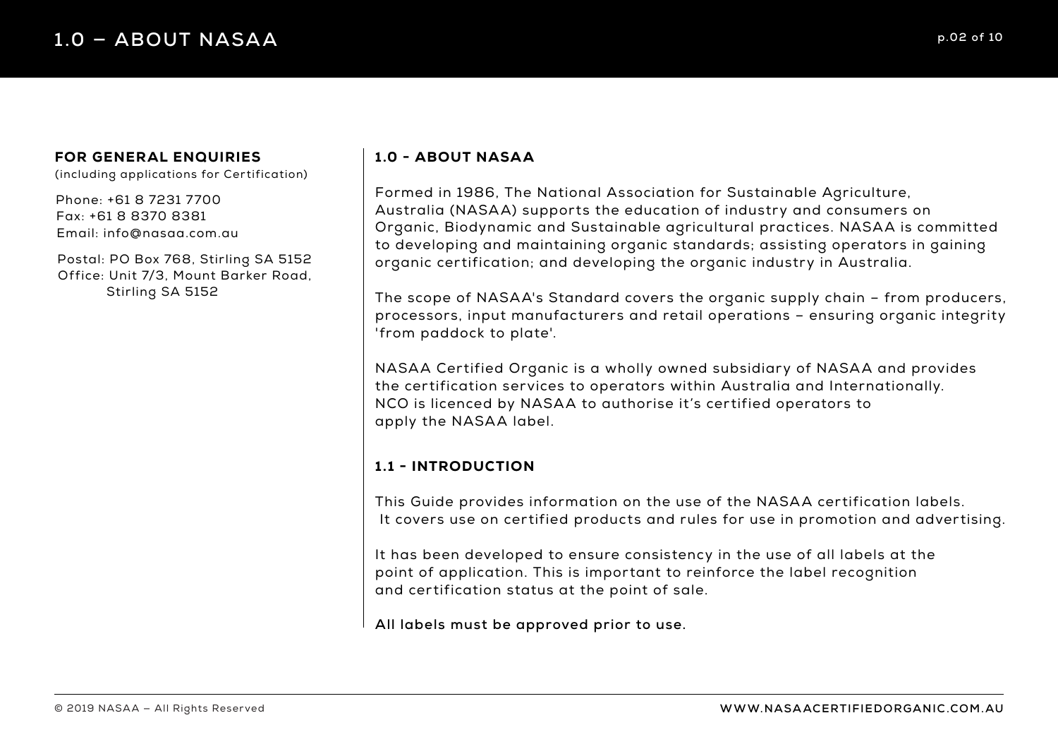**FOR GENERAL ENQUIRIES**
(including applications for Certification)

Phone: +61 8 7231 7700
Fax: +61 8 8370 8381
Email: info@nasaa.com.au

Postal: PO Box 768, Stirling SA 5152
Office: Unit 7/3, Mount Barker Road, Stirling SA 5152

## 1.0 - ABOUT NASAA

Formed in 1986, The National Association for Sustainable Agriculture, Australia (NASAA) supports the education of industry and consumers on Organic, Biodynamic and Sustainable agricultural practices. NASAA is committed to developing and maintaining organic standards; assisting operators in gaining organic certification; and developing the organic industry in Australia.

The scope of NASAA's Standard covers the organic supply chain – from producers, processors, input manufacturers and retail operations – ensuring organic integrity 'from paddock to plate'.

NASAA Certified Organic is a wholly owned subsidiary of NASAA and provides the certification services to operators within Australia and Internationally. NCO is licenced by NASAA to authorise it's certified operators to apply the NASAA label.

## 1.1 - INTRODUCTION

This Guide provides information on the use of the NASAA certification labels. It covers use on certified products and rules for use in promotion and advertising.

It has been developed to ensure consistency in the use of all labels at the point of application. This is important to reinforce the label recognition and certification status at the point of sale.

**All labels must be approved prior to use.**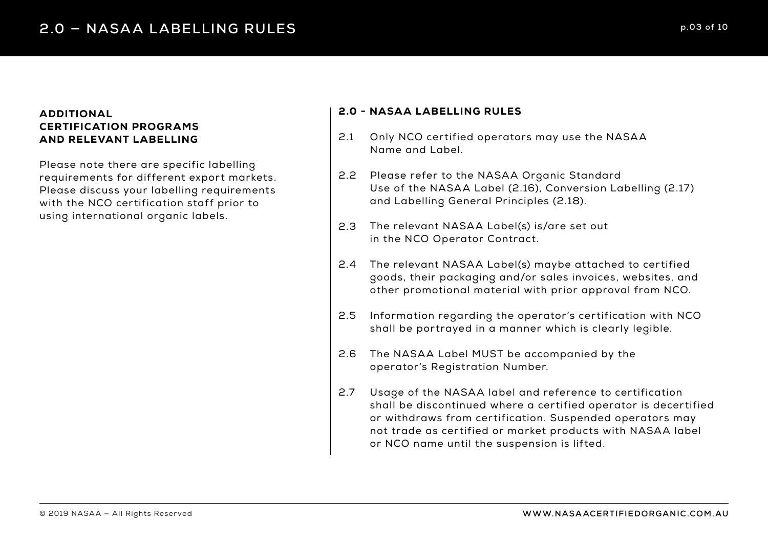### ADDITIONAL CERTIFICATION PROGRAMS AND RELEVANT LABELLING

Please note there are specific labelling requirements for different export markets. Please discuss your labelling requirements with the NCO certification staff prior to using international organic labels.

### 2.0 - NASAA LABELLING RULES

2.1 Only NCO certified operators may use the NASAA Name and Label.

2.2 Please refer to the NASAA Organic Standard Use of the NASAA Label (2.16), Conversion Labelling (2.17) and Labelling General Principles (2.18).

2.3 The relevant NASAA Label(s) is/are set out in the NCO Operator Contract.

2.4 The relevant NASAA Label(s) maybe attached to certified goods, their packaging and/or sales invoices, websites, and other promotional material with prior approval from NCO.

2.5 Information regarding the operator's certification with NCO shall be portrayed in a manner which is clearly legible.

2.6 The NASAA Label MUST be accompanied by the operator's Registration Number.

2.7 Usage of the NASAA label and reference to certification shall be discontinued where a certified operator is decertified or withdraws from certification. Suspended operators may not trade as certified or market products with NASAA label or NCO name until the suspension is lifted.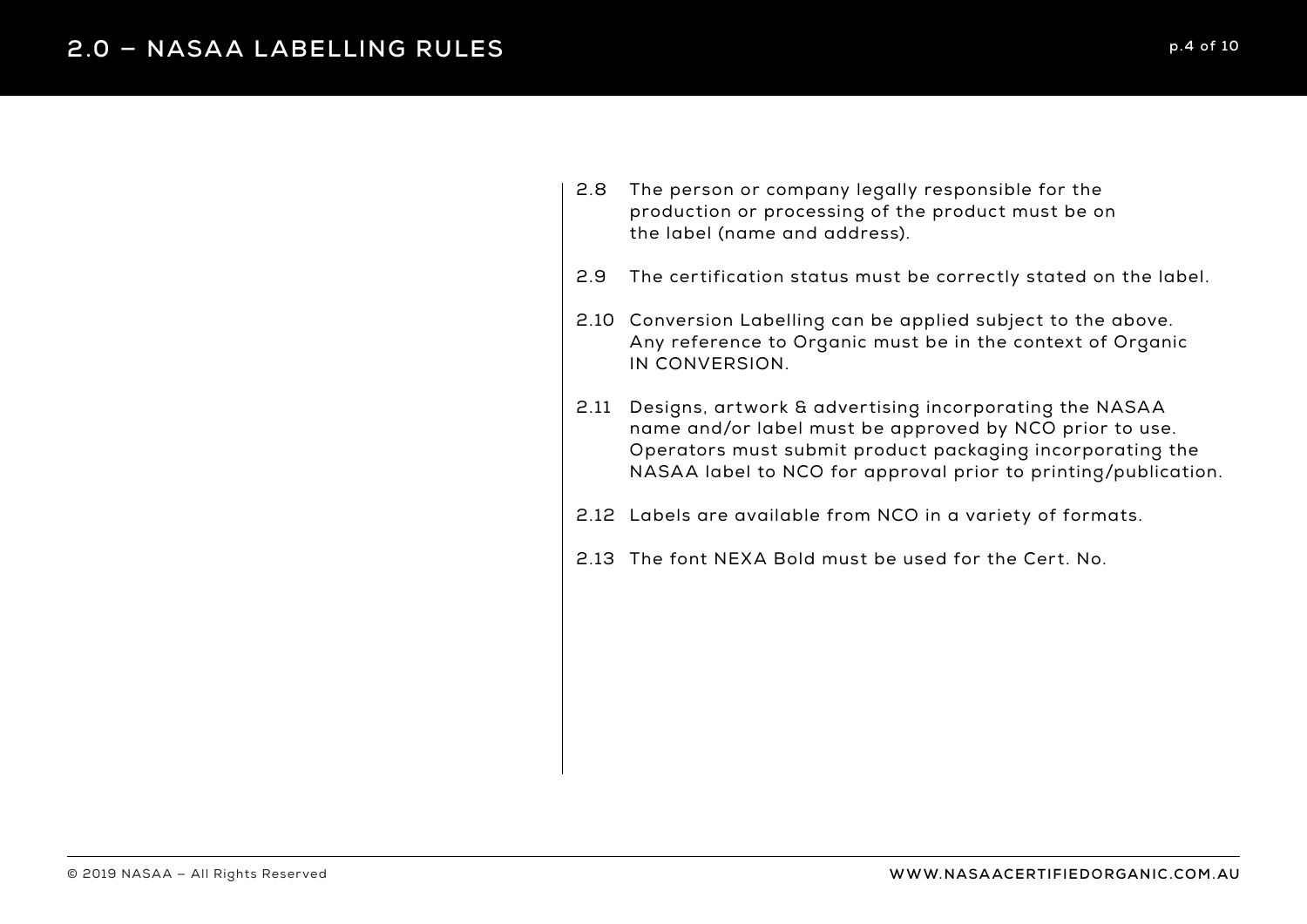2.8 The person or company legally responsible for the production or processing of the product must be on the label (name and address).

2.9 The certification status must be correctly stated on the label.

2.10 Conversion Labelling can be applied subject to the above. Any reference to Organic must be in the context of Organic IN CONVERSION.

2.11 Designs, artwork & advertising incorporating the NASAA name and/or label must be approved by NCO prior to use. Operators must submit product packaging incorporating the NASAA label to NCO for approval prior to printing/publication.

2.12 Labels are available from NCO in a variety of formats.

2.13 The font NEXA Bold must be used for the Cert. No.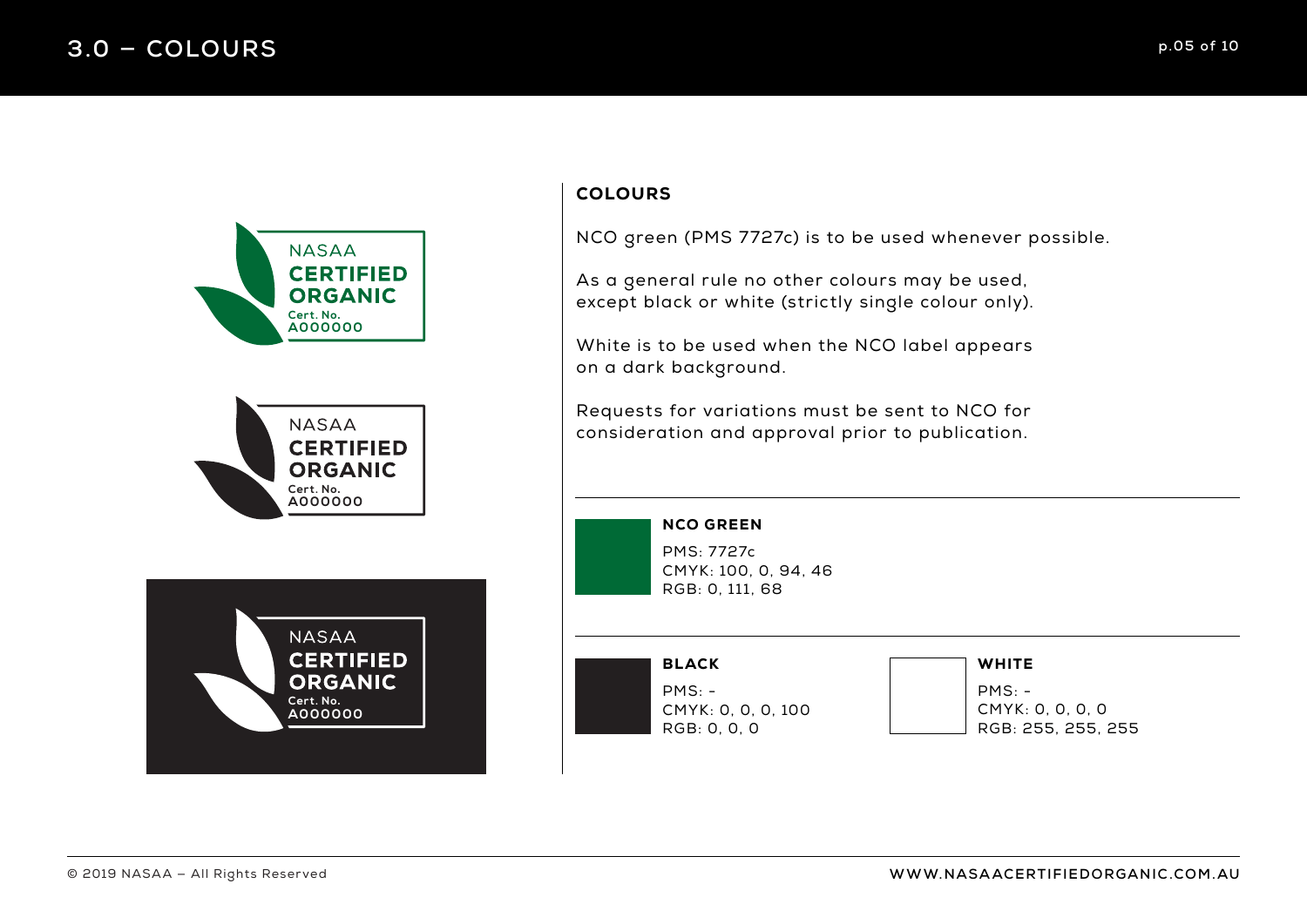# 3.0 – COLOURS

NASAA
CERTIFIED
ORGANIC
Cert. No.
A000000

NASAA
CERTIFIED
ORGANIC
Cert. No.
A000000

NASAA
CERTIFIED
ORGANIC
Cert. No.
A000000

## COLOURS

NCO green (PMS 7727c) is to be used whenever possible.

As a general rule no other colours may be used, except black or white (strictly single colour only).

White is to be used when the NCO label appears on a dark background.

Requests for variations must be sent to NCO for consideration and approval prior to publication.

### NCO GREEN

PMS: 7727c
CMYK: 100, 0, 94, 46
RGB: 0, 111, 68

### BLACK

PMS: -
CMYK: 0, 0, 0, 100
RGB: 0, 0, 0

### WHITE

PMS: -
CMYK: 0, 0, 0, 0
RGB: 255, 255, 255

© 2019 NASAA – All Rights Reserved

WWW.NASAACERTIFIEDORGANIC.COM.AU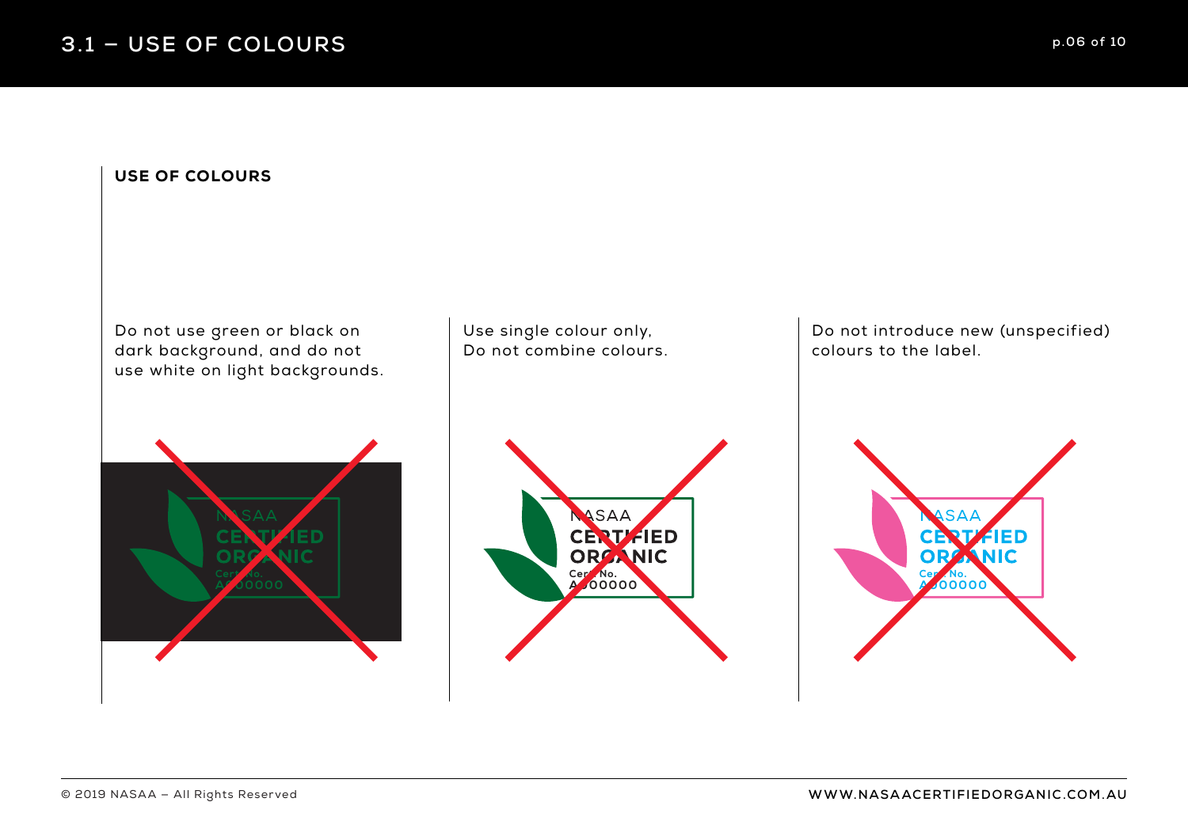# 3.1 – USE OF COLOURS

## USE OF COLOURS

Do not use green or black on dark background, and do not use white on light backgrounds.

Use single colour only, Do not combine colours.

Do not introduce new (unspecified) colours to the label.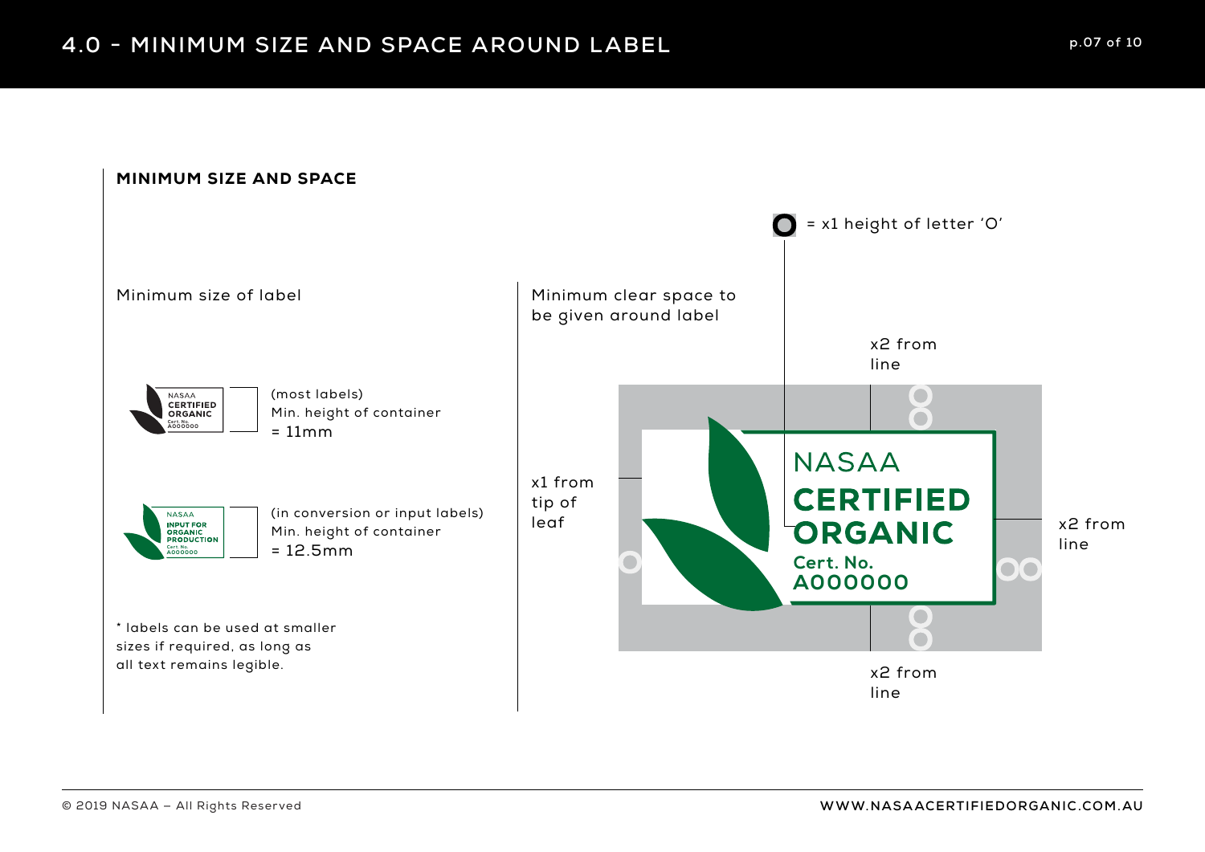# 4.0 - MINIMUM SIZE AND SPACE AROUND LABEL

## MINIMUM SIZE AND SPACE

### Minimum size of label

(most labels)
Min. height of container
= 11mm

(in conversion or input labels)
Min. height of container
= 12.5mm

* labels can be used at smaller sizes if required, as long as all text remains legible.

### Minimum clear space to be given around label

= x1 height of letter 'O'

x2 from line

x1 from tip of leaf

x2 from line

x2 from line

NASAA
CERTIFIED
ORGANIC
Cert. No.
A000000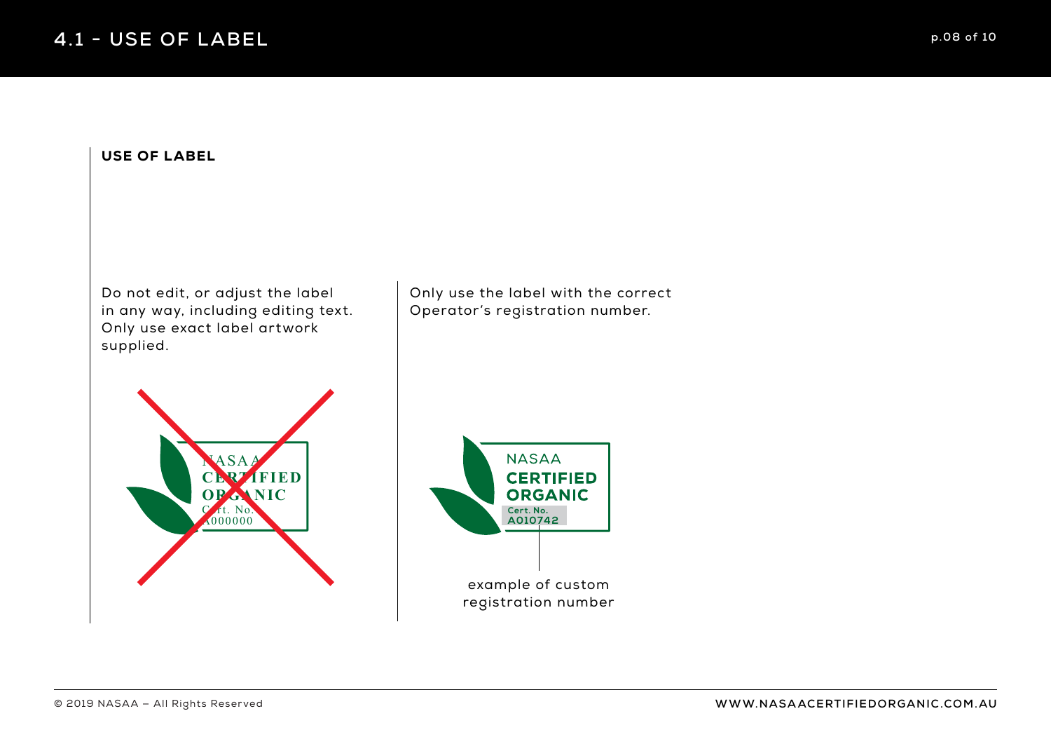# 4.1 - USE OF LABEL

## USE OF LABEL

Do not edit, or adjust the label in any way, including editing text. Only use exact label artwork supplied.

Only use the label with the correct Operator's registration number.

example of custom registration number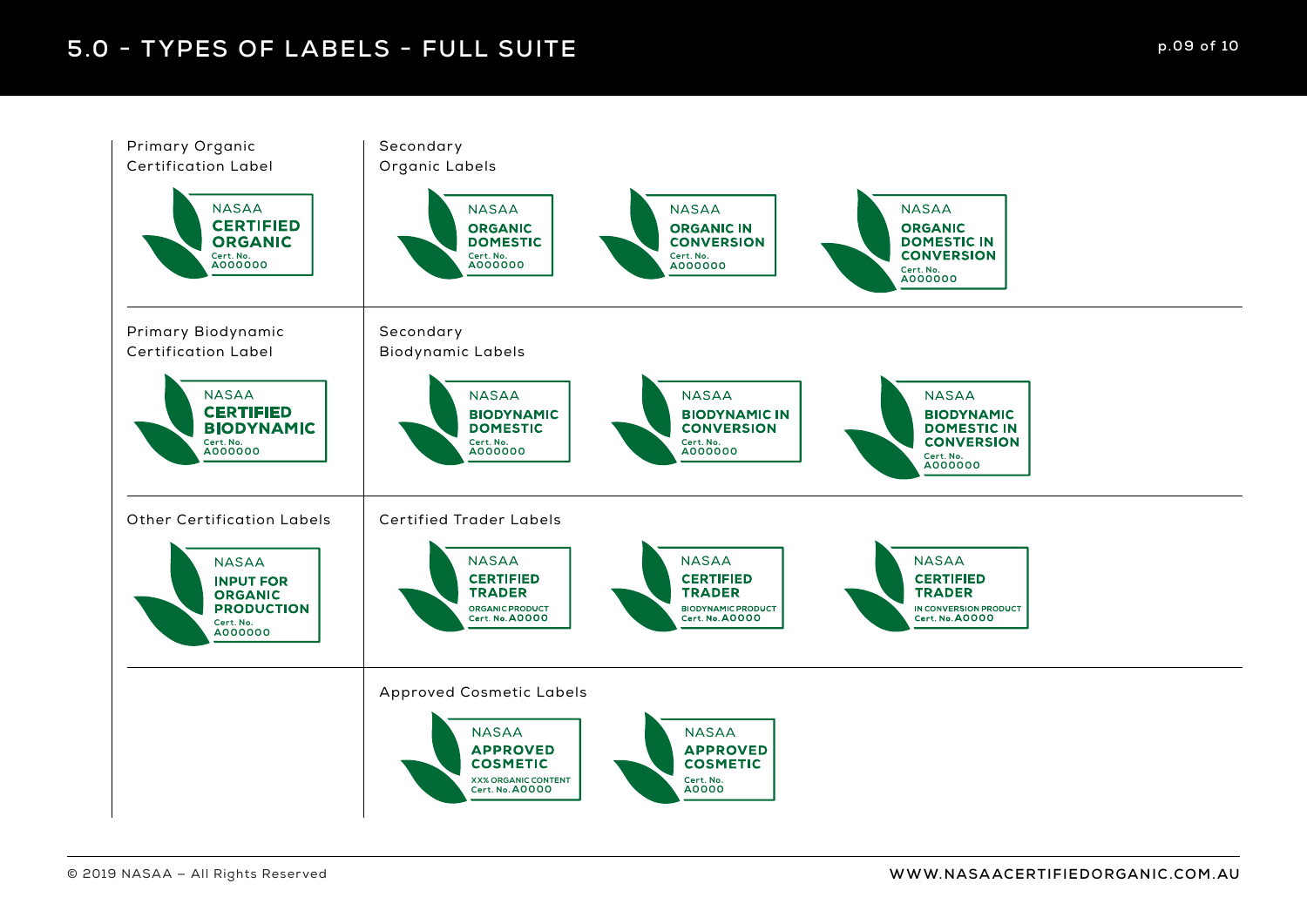# 5.0 - TYPES OF LABELS - FULL SUITE

## Primary Organic Certification Label

NASAA **CERTIFIED ORGANIC** Cert. No. A000000

## Secondary Organic Labels

NASAA **ORGANIC DOMESTIC** Cert. No. A000000

NASAA **ORGANIC IN CONVERSION** Cert. No. A000000

NASAA **ORGANIC DOMESTIC IN CONVERSION** Cert. No. A000000

## Primary Biodynamic Certification Label

NASAA **CERTIFIED BIODYNAMIC** Cert. No. A000000

## Secondary Biodynamic Labels

NASAA **BIODYNAMIC DOMESTIC** Cert. No. A000000

NASAA **BIODYNAMIC IN CONVERSION** Cert. No. A000000

NASAA **BIODYNAMIC DOMESTIC IN CONVERSION** Cert. No. A000000

## Other Certification Labels

NASAA **INPUT FOR ORGANIC PRODUCTION** Cert. No. A000000

## Certified Trader Labels

NASAA **CERTIFIED TRADER** ORGANIC PRODUCT Cert. No. A0000

NASAA **CERTIFIED TRADER** BIODYNAMIC PRODUCT Cert. No. A0000

NASAA **CERTIFIED TRADER** IN CONVERSION PRODUCT Cert. No. A0000

## Approved Cosmetic Labels

NASAA **APPROVED COSMETIC** XX% ORGANIC CONTENT Cert. No. A0000

NASAA **APPROVED COSMETIC** Cert. No. A0000

© 2019 NASAA – All Rights Reserved

WWW.NASAACERTIFIEDORGANIC.COM.AU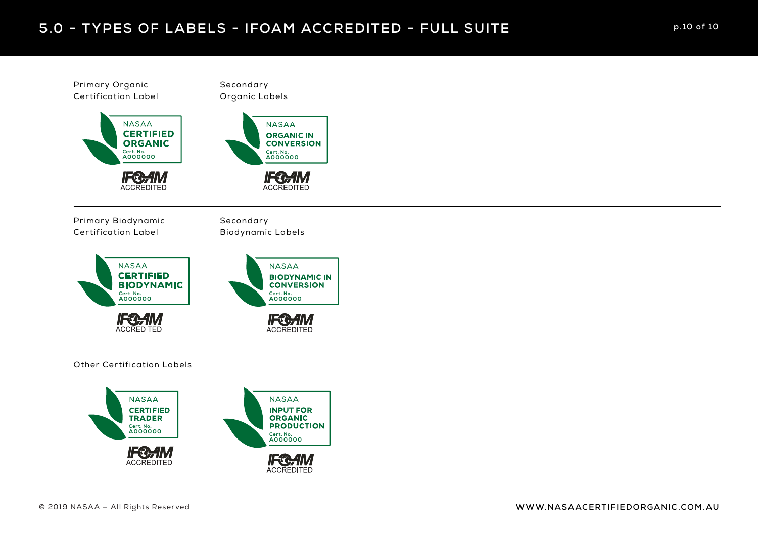# 5.0 - TYPES OF LABELS - IFOAM ACCREDITED - FULL SUITE

Primary Organic Certification Label

NASAA
**CERTIFIED ORGANIC**
Cert. No.
A000000

IFOAM
ACCREDITED

Secondary Organic Labels

NASAA
**ORGANIC IN CONVERSION**
Cert. No.
A000000

IFOAM
ACCREDITED

Primary Biodynamic Certification Label

NASAA
**CERTIFIED BIODYNAMIC**
Cert. No.
A000000

IFOAM
ACCREDITED

Secondary Biodynamic Labels

NASAA
**BIODYNAMIC IN CONVERSION**
Cert. No.
A000000

IFOAM
ACCREDITED

Other Certification Labels

NASAA
**CERTIFIED TRADER**
Cert. No.
A000000

IFOAM
ACCREDITED

NASAA
**INPUT FOR ORGANIC PRODUCTION**
Cert. No.
A000000

IFOAM
ACCREDITED

© 2019 NASAA – All Rights Reserved

WWW.NASAACERTIFIEDORGANIC.COM.AU